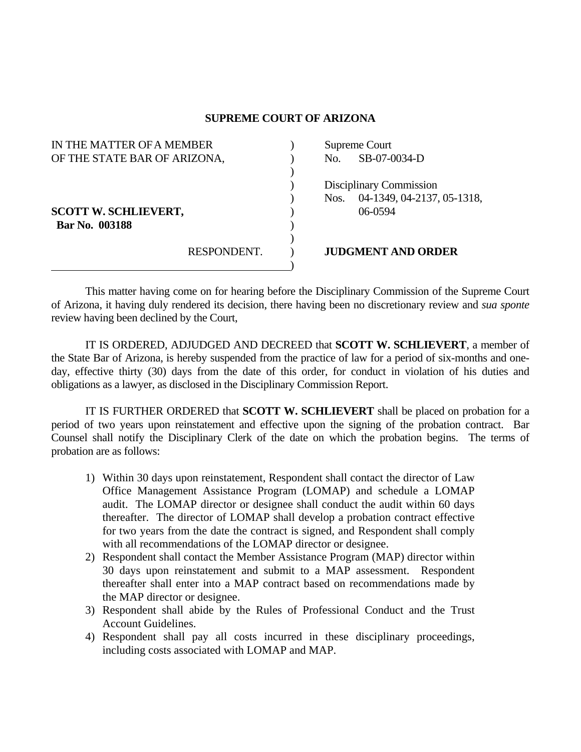## SUPREME COURT OF ARIZONA

| | |
|---|---|
| IN THE MATTER OF A MEMBER OF THE STATE BAR OF ARIZONA, | Supreme Court No. SB-07-0034-D |
| | Disciplinary Commission Nos. 04-1349, 04-2137, 05-1318, 06-0594 |
| **SCOTT W. SCHLIEVERT,** **Bar No. 003188** | |
| RESPONDENT. | **JUDGMENT AND ORDER** |

This matter having come on for hearing before the Disciplinary Commission of the Supreme Court of Arizona, it having duly rendered its decision, there having been no discretionary review and *sua sponte* review having been declined by the Court,

IT IS ORDERED, ADJUDGED AND DECREED that **SCOTT W. SCHLIEVERT**, a member of the State Bar of Arizona, is hereby suspended from the practice of law for a period of six-months and one-day, effective thirty (30) days from the date of this order, for conduct in violation of his duties and obligations as a lawyer, as disclosed in the Disciplinary Commission Report.

IT IS FURTHER ORDERED that **SCOTT W. SCHLIEVERT** shall be placed on probation for a period of two years upon reinstatement and effective upon the signing of the probation contract. Bar Counsel shall notify the Disciplinary Clerk of the date on which the probation begins. The terms of probation are as follows:

1) Within 30 days upon reinstatement, Respondent shall contact the director of Law Office Management Assistance Program (LOMAP) and schedule a LOMAP audit. The LOMAP director or designee shall conduct the audit within 60 days thereafter. The director of LOMAP shall develop a probation contract effective for two years from the date the contract is signed, and Respondent shall comply with all recommendations of the LOMAP director or designee.
2) Respondent shall contact the Member Assistance Program (MAP) director within 30 days upon reinstatement and submit to a MAP assessment. Respondent thereafter shall enter into a MAP contract based on recommendations made by the MAP director or designee.
3) Respondent shall abide by the Rules of Professional Conduct and the Trust Account Guidelines.
4) Respondent shall pay all costs incurred in these disciplinary proceedings, including costs associated with LOMAP and MAP.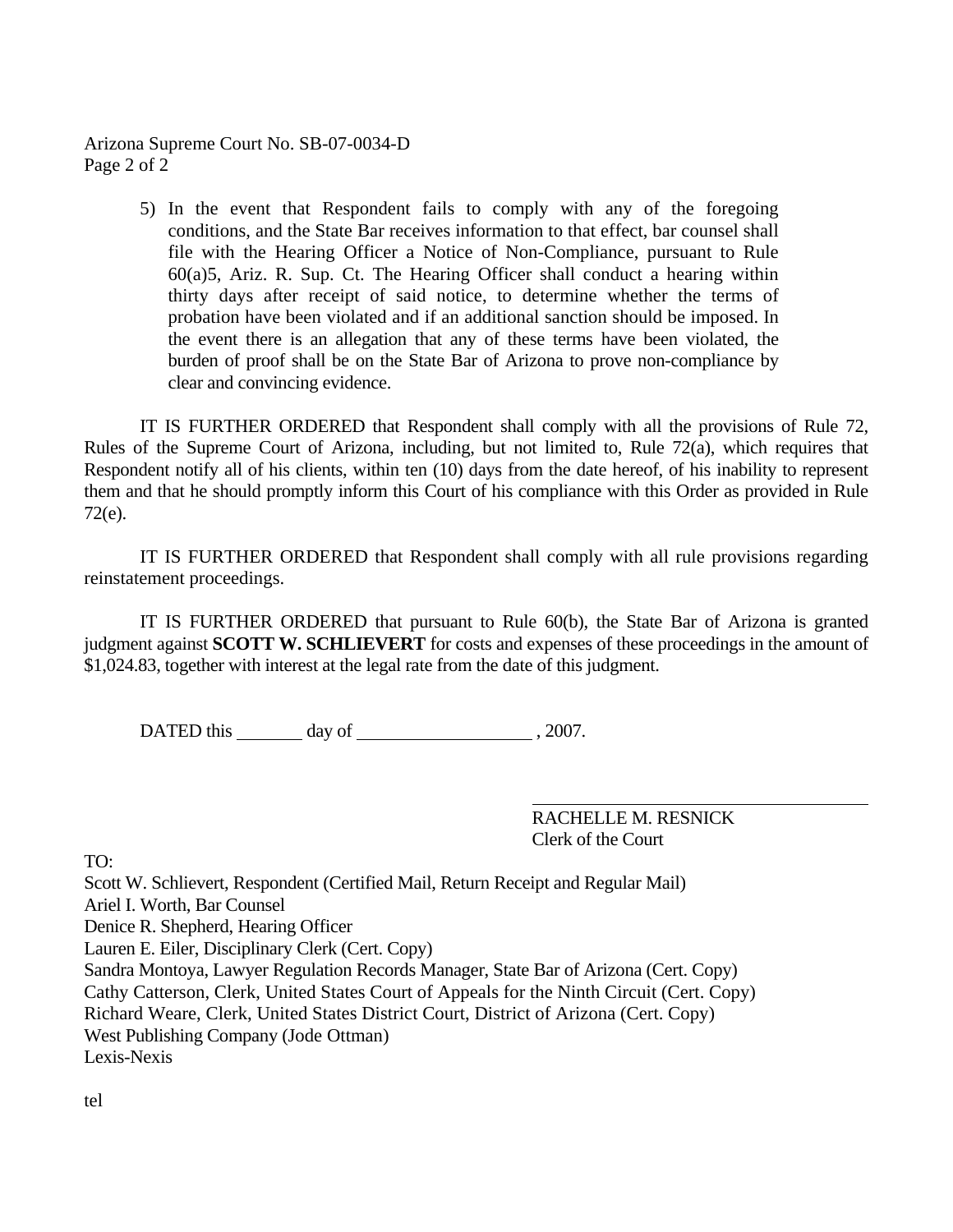5) In the event that Respondent fails to comply with any of the foregoing conditions, and the State Bar receives information to that effect, bar counsel shall file with the Hearing Officer a Notice of Non-Compliance, pursuant to Rule 60(a)5, Ariz. R. Sup. Ct. The Hearing Officer shall conduct a hearing within thirty days after receipt of said notice, to determine whether the terms of probation have been violated and if an additional sanction should be imposed. In the event there is an allegation that any of these terms have been violated, the burden of proof shall be on the State Bar of Arizona to prove non-compliance by clear and convincing evidence.

IT IS FURTHER ORDERED that Respondent shall comply with all the provisions of Rule 72, Rules of the Supreme Court of Arizona, including, but not limited to, Rule 72(a), which requires that Respondent notify all of his clients, within ten (10) days from the date hereof, of his inability to represent them and that he should promptly inform this Court of his compliance with this Order as provided in Rule 72(e).

IT IS FURTHER ORDERED that Respondent shall comply with all rule provisions regarding reinstatement proceedings.

IT IS FURTHER ORDERED that pursuant to Rule 60(b), the State Bar of Arizona is granted judgment against **SCOTT W. SCHLIEVERT** for costs and expenses of these proceedings in the amount of $1,024.83, together with interest at the legal rate from the date of this judgment.

DATED this _______ day of __________________ , 2007.

_________________________________
RACHELLE M. RESNICK
Clerk of the Court

TO:
Scott W. Schlievert, Respondent (Certified Mail, Return Receipt and Regular Mail)
Ariel I. Worth, Bar Counsel
Denice R. Shepherd, Hearing Officer
Lauren E. Eiler, Disciplinary Clerk (Cert. Copy)
Sandra Montoya, Lawyer Regulation Records Manager, State Bar of Arizona (Cert. Copy)
Cathy Catterson, Clerk, United States Court of Appeals for the Ninth Circuit (Cert. Copy)
Richard Weare, Clerk, United States District Court, District of Arizona (Cert. Copy)
West Publishing Company (Jode Ottman)
Lexis-Nexis

tel